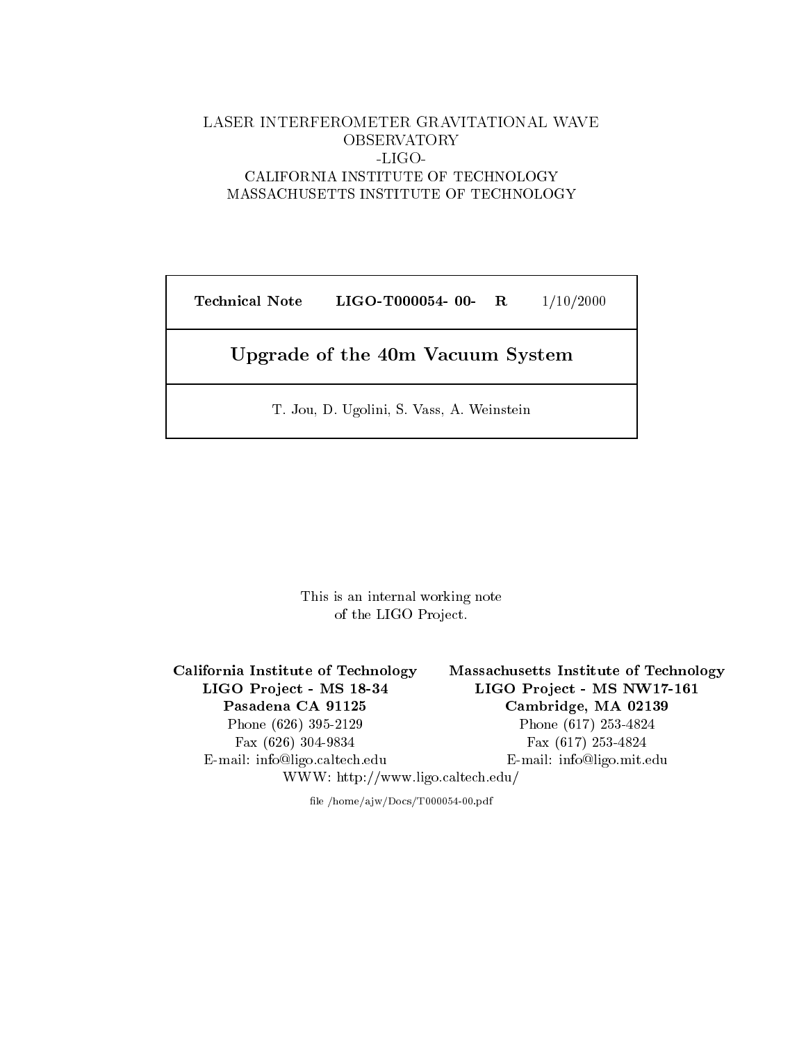LASER INTERFEROMETER GRAVITATIONAL WAVE OBSERVATORY

-LIGO-

CALIFORNIA INSTITUTE OF TECHNOLOGY

MASSACHUSETTS INSTITUTE OF TECHNOLOGY

| Technical Note | LIGO-T000054- 00- | R | 1/10/2000 |
|---|---|---|---|

# Upgrade of the 40m Vacuum System

T. Jou, D. Ugolini, S. Vass, A. Weinstein

This is an internal working note of the LIGO Project.

**California Institute of Technology**
**LIGO Project - MS 18-34**
**Pasadena CA 91125**
Phone (626) 395-2129
Fax (626) 304-9834
E-mail: info@ligo.caltech.edu

**Massachusetts Institute of Technology**
**LIGO Project - MS NW17-161**
**Cambridge, MA 02139**
Phone (617) 253-4824
Fax (617) 253-4824
E-mail: info@ligo.mit.edu

WWW: http://www.ligo.caltech.edu/

file /home/ajw/Docs/T000054-00.pdf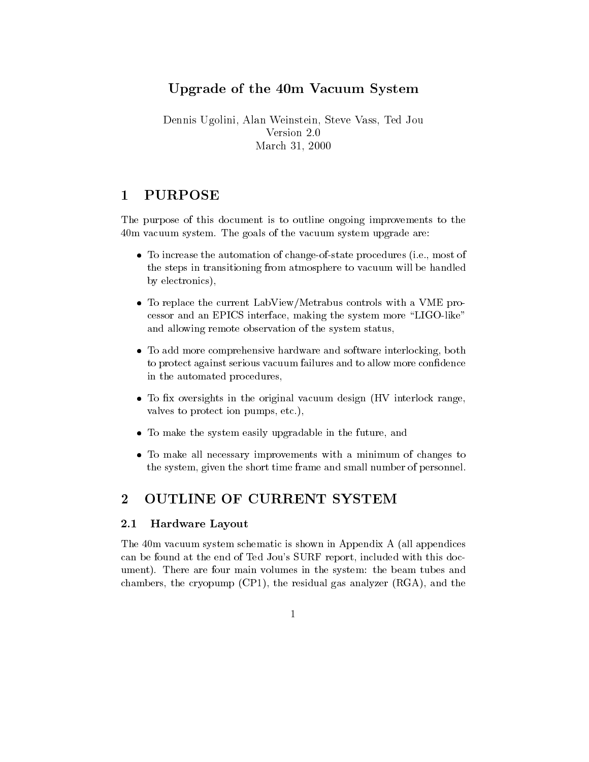# Upgrade of the 40m Vacuum System

Dennis Ugolini, Alan Weinstein, Steve Vass, Ted Jou
Version 2.0
March 31, 2000

## 1 PURPOSE

The purpose of this document is to outline ongoing improvements to the 40m vacuum system. The goals of the vacuum system upgrade are:

- To increase the automation of change-of-state procedures (i.e., most of the steps in transitioning from atmosphere to vacuum will be handled by electronics),
- To replace the current LabView/Metrabus controls with a VME processor and an EPICS interface, making the system more "LIGO-like" and allowing remote observation of the system status,
- To add more comprehensive hardware and software interlocking, both to protect against serious vacuum failures and to allow more confidence in the automated procedures,
- To fix oversights in the original vacuum design (HV interlock range, valves to protect ion pumps, etc.),
- To make the system easily upgradable in the future, and
- To make all necessary improvements with a minimum of changes to the system, given the short time frame and small number of personnel.

## 2 OUTLINE OF CURRENT SYSTEM

### 2.1 Hardware Layout

The 40m vacuum system schematic is shown in Appendix A (all appendices can be found at the end of Ted Jou's SURF report, included with this document). There are four main volumes in the system: the beam tubes and chambers, the cryopump (CP1), the residual gas analyzer (RGA), and the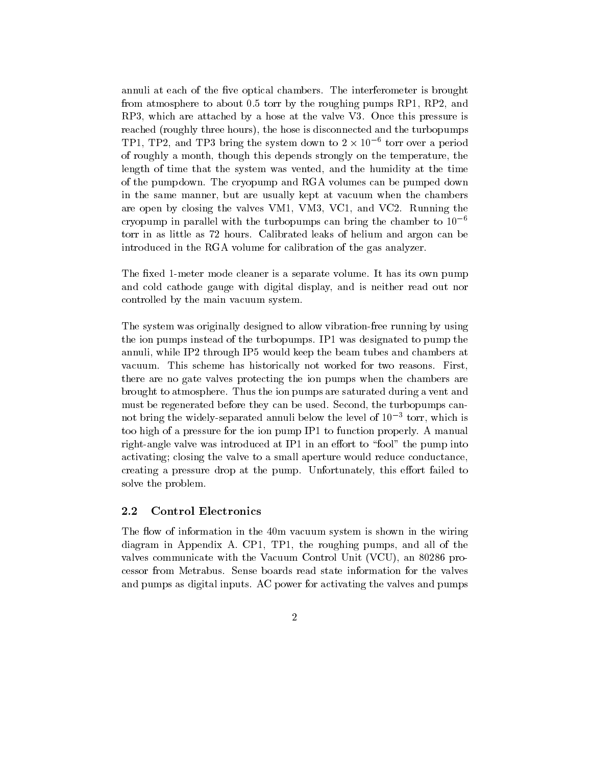annuli at each of the five optical chambers. The interferometer is brought from atmosphere to about 0.5 torr by the roughing pumps RP1, RP2, and RP3, which are attached by a hose at the valve V3. Once this pressure is reached (roughly three hours), the hose is disconnected and the turbopumps TP1, TP2, and TP3 bring the system down to $2 \times 10^{-6}$ torr over a period of roughly a month, though this depends strongly on the temperature, the length of time that the system was vented, and the humidity at the time of the pumpdown. The cryopump and RGA volumes can be pumped down in the same manner, but are usually kept at vacuum when the chambers are open by closing the valves VM1, VM3, VC1, and VC2. Running the cryopump in parallel with the turbopumps can bring the chamber to $10^{-6}$ torr in as little as 72 hours. Calibrated leaks of helium and argon can be introduced in the RGA volume for calibration of the gas analyzer.

The fixed 1-meter mode cleaner is a separate volume. It has its own pump and cold cathode gauge with digital display, and is neither read out nor controlled by the main vacuum system.

The system was originally designed to allow vibration-free running by using the ion pumps instead of the turbopumps. IP1 was designated to pump the annuli, while IP2 through IP5 would keep the beam tubes and chambers at vacuum. This scheme has historically not worked for two reasons. First, there are no gate valves protecting the ion pumps when the chambers are brought to atmosphere. Thus the ion pumps are saturated during a vent and must be regenerated before they can be used. Second, the turbopumps cannot bring the widely-separated annuli below the level of $10^{-3}$ torr, which is too high of a pressure for the ion pump IP1 to function properly. A manual right-angle valve was introduced at IP1 in an effort to "fool" the pump into activating; closing the valve to a small aperture would reduce conductance, creating a pressure drop at the pump. Unfortunately, this effort failed to solve the problem.

### 2.2 Control Electronics

The flow of information in the 40m vacuum system is shown in the wiring diagram in Appendix A. CP1, TP1, the roughing pumps, and all of the valves communicate with the Vacuum Control Unit (VCU), an 80286 processor from Metrabus. Sense boards read state information for the valves and pumps as digital inputs. AC power for activating the valves and pumps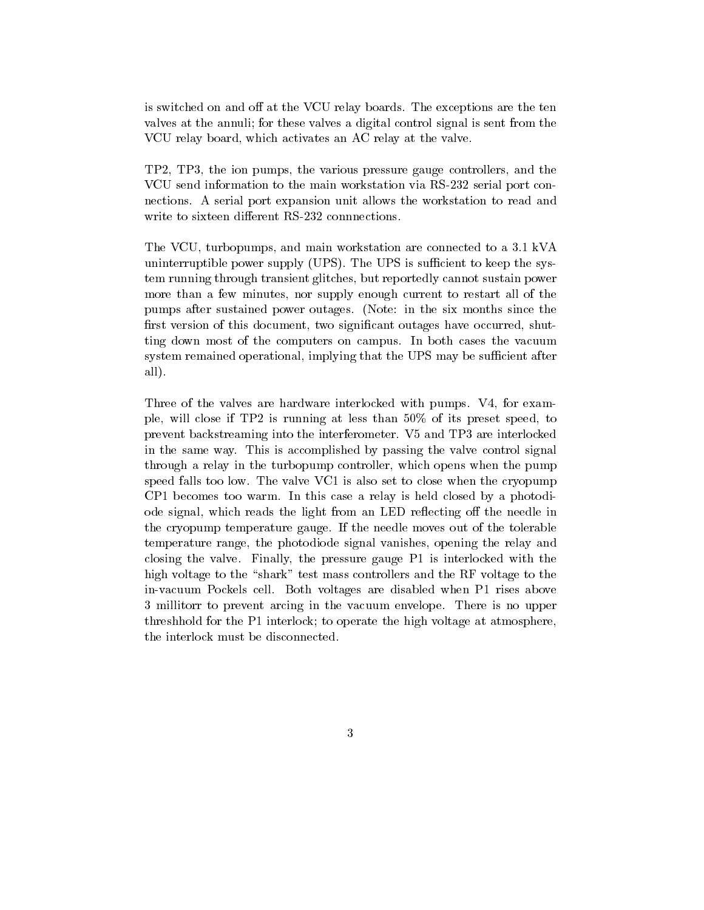is switched on and off at the VCU relay boards. The exceptions are the ten valves at the annuli; for these valves a digital control signal is sent from the VCU relay board, which activates an AC relay at the valve.

TP2, TP3, the ion pumps, the various pressure gauge controllers, and the VCU send information to the main workstation via RS-232 serial port connections. A serial port expansion unit allows the workstation to read and write to sixteen different RS-232 connnections.

The VCU, turbopumps, and main workstation are connected to a 3.1 kVA uninterruptible power supply (UPS). The UPS is sufficient to keep the system running through transient glitches, but reportedly cannot sustain power more than a few minutes, nor supply enough current to restart all of the pumps after sustained power outages. (Note: in the six months since the first version of this document, two significant outages have occurred, shutting down most of the computers on campus. In both cases the vacuum system remained operational, implying that the UPS may be sufficient after all).

Three of the valves are hardware interlocked with pumps. V4, for example, will close if TP2 is running at less than 50% of its preset speed, to prevent backstreaming into the interferometer. V5 and TP3 are interlocked in the same way. This is accomplished by passing the valve control signal through a relay in the turbopump controller, which opens when the pump speed falls too low. The valve VC1 is also set to close when the cryopump CP1 becomes too warm. In this case a relay is held closed by a photodiode signal, which reads the light from an LED reflecting off the needle in the cryopump temperature gauge. If the needle moves out of the tolerable temperature range, the photodiode signal vanishes, opening the relay and closing the valve. Finally, the pressure gauge P1 is interlocked with the high voltage to the "shark" test mass controllers and the RF voltage to the in-vacuum Pockels cell. Both voltages are disabled when P1 rises above 3 millitorr to prevent arcing in the vacuum envelope. There is no upper threshhold for the P1 interlock; to operate the high voltage at atmosphere, the interlock must be disconnected.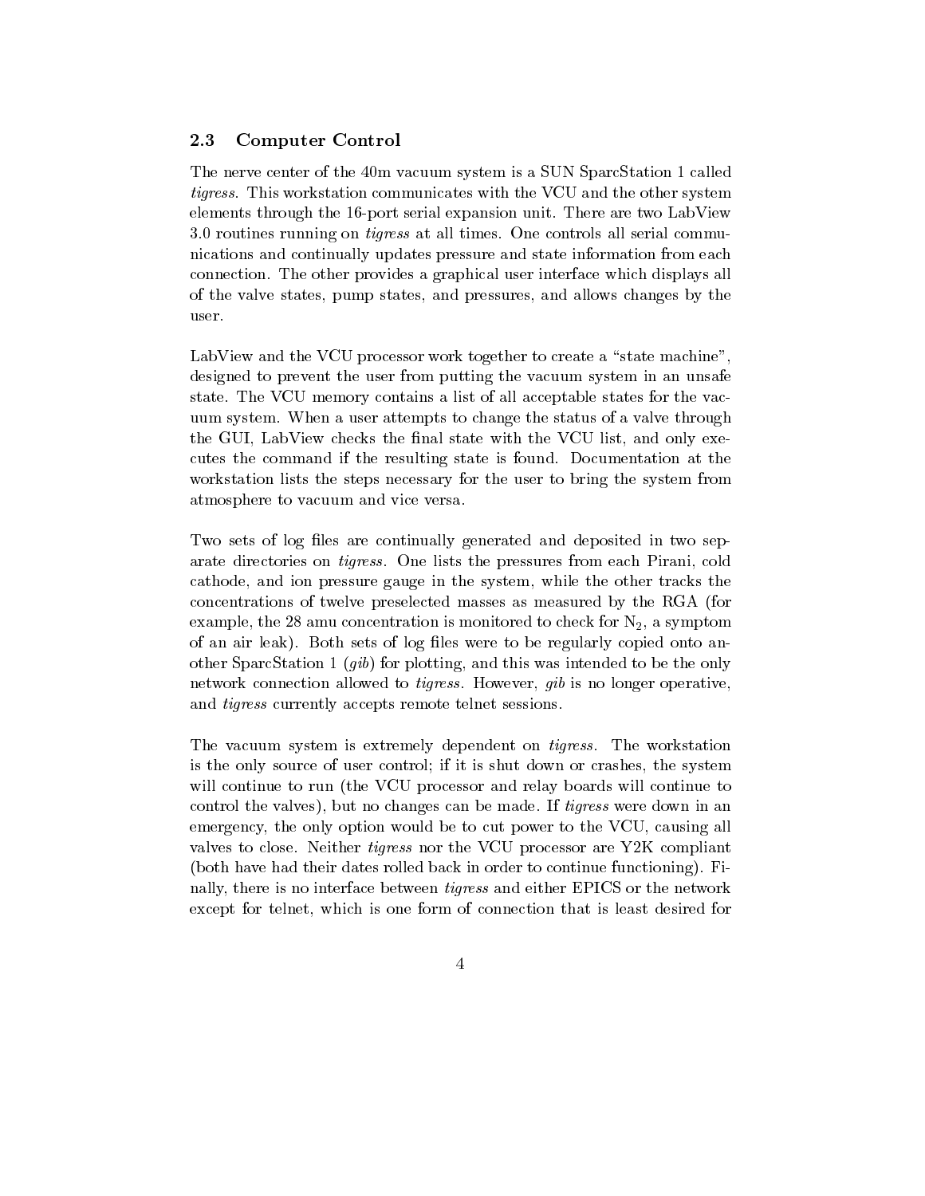### 2.3 Computer Control

The nerve center of the 40m vacuum system is a SUN SparcStation 1 called *tigress*. This workstation communicates with the VCU and the other system elements through the 16-port serial expansion unit. There are two LabView 3.0 routines running on *tigress* at all times. One controls all serial communications and continually updates pressure and state information from each connection. The other provides a graphical user interface which displays all of the valve states, pump states, and pressures, and allows changes by the user.

LabView and the VCU processor work together to create a "state machine", designed to prevent the user from putting the vacuum system in an unsafe state. The VCU memory contains a list of all acceptable states for the vacuum system. When a user attempts to change the status of a valve through the GUI, LabView checks the final state with the VCU list, and only executes the command if the resulting state is found. Documentation at the workstation lists the steps necessary for the user to bring the system from atmosphere to vacuum and vice versa.

Two sets of log files are continually generated and deposited in two separate directories on *tigress*. One lists the pressures from each Pirani, cold cathode, and ion pressure gauge in the system, while the other tracks the concentrations of twelve preselected masses as measured by the RGA (for example, the 28 amu concentration is monitored to check for $N_2$, a symptom of an air leak). Both sets of log files were to be regularly copied onto another SparcStation 1 (*gib*) for plotting, and this was intended to be the only network connection allowed to *tigress*. However, *gib* is no longer operative, and *tigress* currently accepts remote telnet sessions.

The vacuum system is extremely dependent on *tigress*. The workstation is the only source of user control; if it is shut down or crashes, the system will continue to run (the VCU processor and relay boards will continue to control the valves), but no changes can be made. If *tigress* were down in an emergency, the only option would be to cut power to the VCU, causing all valves to close. Neither *tigress* nor the VCU processor are Y2K compliant (both have had their dates rolled back in order to continue functioning). Finally, there is no interface between *tigress* and either EPICS or the network except for telnet, which is one form of connection that is least desired for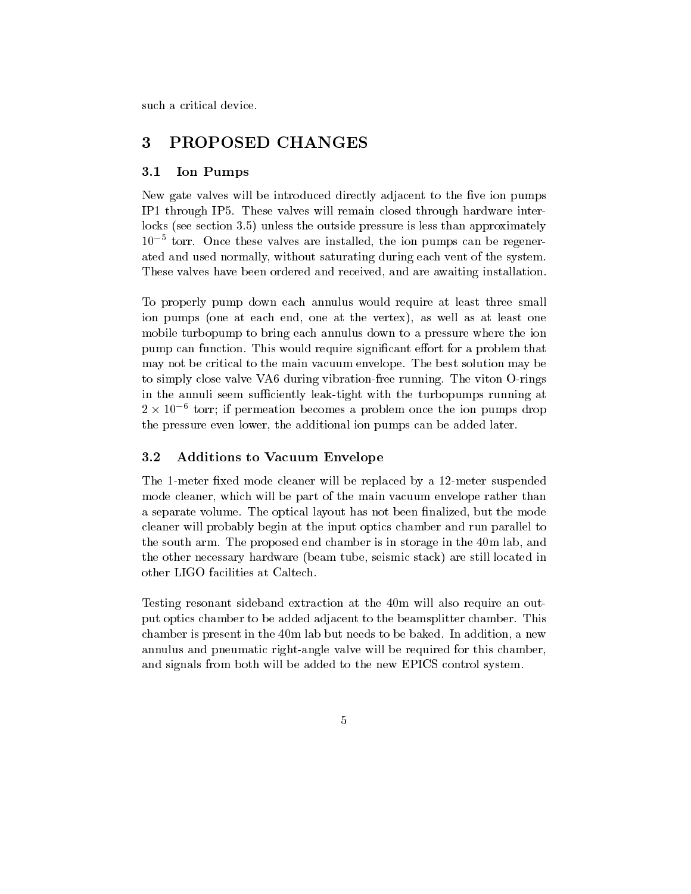such a critical device.

# 3 PROPOSED CHANGES

## 3.1 Ion Pumps

New gate valves will be introduced directly adjacent to the five ion pumps IP1 through IP5. These valves will remain closed through hardware interlocks (see section 3.5) unless the outside pressure is less than approximately $10^{-5}$ torr. Once these valves are installed, the ion pumps can be regenerated and used normally, without saturating during each vent of the system. These valves have been ordered and received, and are awaiting installation.

To properly pump down each annulus would require at least three small ion pumps (one at each end, one at the vertex), as well as at least one mobile turbopump to bring each annulus down to a pressure where the ion pump can function. This would require significant effort for a problem that may not be critical to the main vacuum envelope. The best solution may be to simply close valve VA6 during vibration-free running. The viton O-rings in the annuli seem sufficiently leak-tight with the turbopumps running at $2 \times 10^{-6}$ torr; if permeation becomes a problem once the ion pumps drop the pressure even lower, the additional ion pumps can be added later.

## 3.2 Additions to Vacuum Envelope

The 1-meter fixed mode cleaner will be replaced by a 12-meter suspended mode cleaner, which will be part of the main vacuum envelope rather than a separate volume. The optical layout has not been finalized, but the mode cleaner will probably begin at the input optics chamber and run parallel to the south arm. The proposed end chamber is in storage in the 40m lab, and the other necessary hardware (beam tube, seismic stack) are still located in other LIGO facilities at Caltech.

Testing resonant sideband extraction at the 40m will also require an output optics chamber to be added adjacent to the beamsplitter chamber. This chamber is present in the 40m lab but needs to be baked. In addition, a new annulus and pneumatic right-angle valve will be required for this chamber, and signals from both will be added to the new EPICS control system.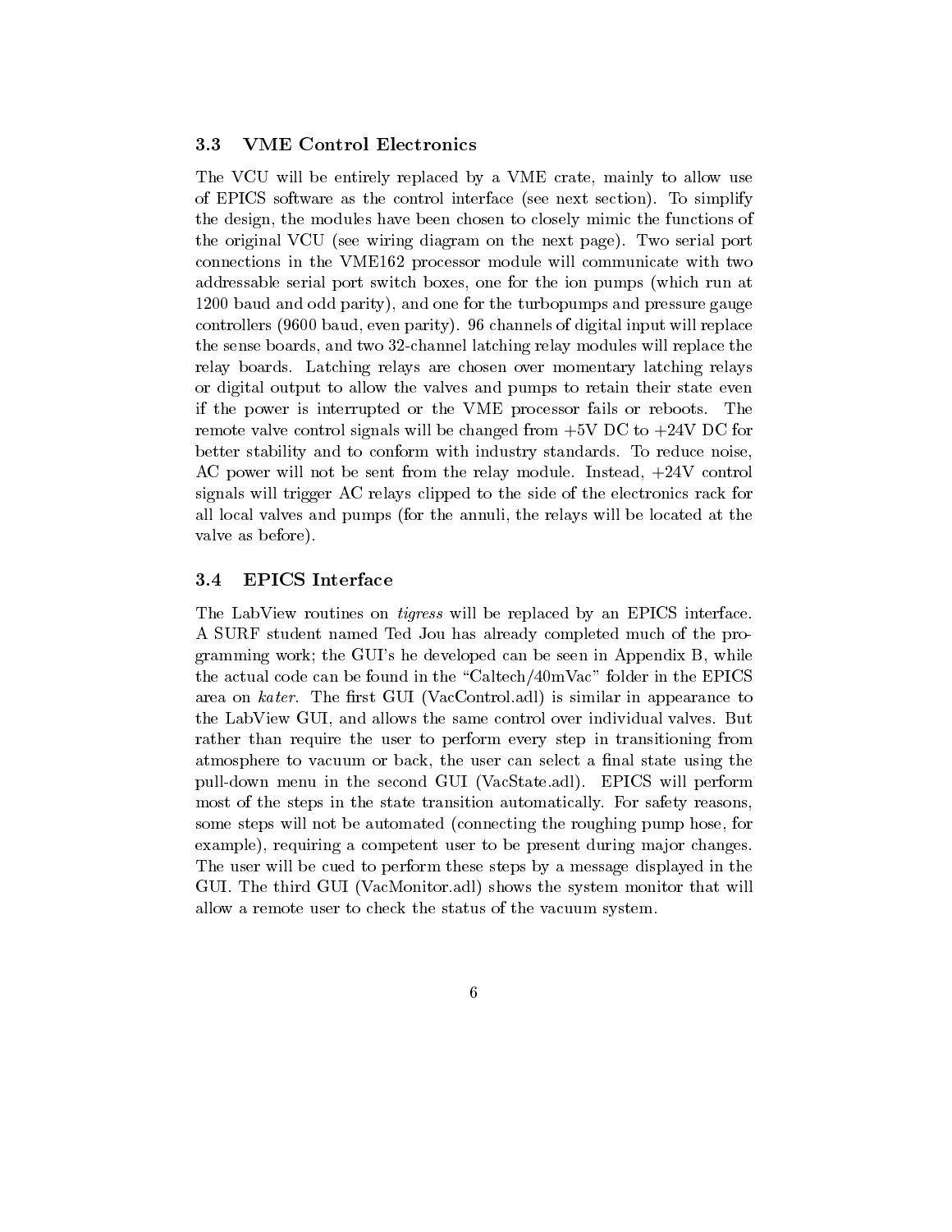### 3.3 VME Control Electronics

The VCU will be entirely replaced by a VME crate, mainly to allow use of EPICS software as the control interface (see next section). To simplify the design, the modules have been chosen to closely mimic the functions of the original VCU (see wiring diagram on the next page). Two serial port connections in the VME162 processor module will communicate with two addressable serial port switch boxes, one for the ion pumps (which run at 1200 baud and odd parity), and one for the turbopumps and pressure gauge controllers (9600 baud, even parity). 96 channels of digital input will replace the sense boards, and two 32-channel latching relay modules will replace the relay boards. Latching relays are chosen over momentary latching relays or digital output to allow the valves and pumps to retain their state even if the power is interrupted or the VME processor fails or reboots. The remote valve control signals will be changed from +5V DC to +24V DC for better stability and to conform with industry standards. To reduce noise, AC power will not be sent from the relay module. Instead, +24V control signals will trigger AC relays clipped to the side of the electronics rack for all local valves and pumps (for the annuli, the relays will be located at the valve as before).

### 3.4 EPICS Interface

The LabView routines on *tigress* will be replaced by an EPICS interface. A SURF student named Ted Jou has already completed much of the programming work; the GUI's he developed can be seen in Appendix B, while the actual code can be found in the "Caltech/40mVac" folder in the EPICS area on *kater*. The first GUI (VacControl.adl) is similar in appearance to the LabView GUI, and allows the same control over individual valves. But rather than require the user to perform every step in transitioning from atmosphere to vacuum or back, the user can select a final state using the pull-down menu in the second GUI (VacState.adl). EPICS will perform most of the steps in the state transition automatically. For safety reasons, some steps will not be automated (connecting the roughing pump hose, for example), requiring a competent user to be present during major changes. The user will be cued to perform these steps by a message displayed in the GUI. The third GUI (VacMonitor.adl) shows the system monitor that will allow a remote user to check the status of the vacuum system.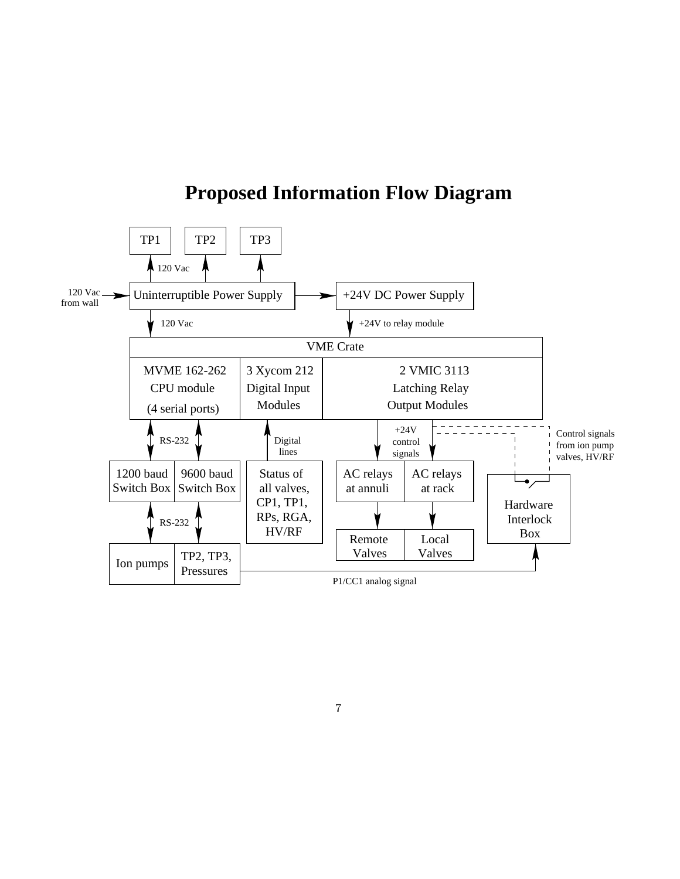# Proposed Information Flow Diagram

TP1 TP2 TP3

120 Vac

120 Vac from wall

Uninterruptible Power Supply

+24V DC Power Supply

120 Vac

+24V to relay module

VME Crate

| MVME 162-262 CPU module (4 serial ports) | 3 Xycom 212 Digital Input Modules | 2 VMIC 3113 Latching Relay Output Modules |
|---|---|---|

RS-232

Digital lines

+24V control signals

Control signals from ion pump valves, HV/RF

1200 baud Switch Box

9600 baud Switch Box

Status of all valves, CP1, TP1, RPs, RGA, HV/RF

AC relays at annuli

AC relays at rack

Hardware Interlock Box

RS-232

Remote Valves

Local Valves

Ion pumps

TP2, TP3, Pressures

P1/CC1 analog signal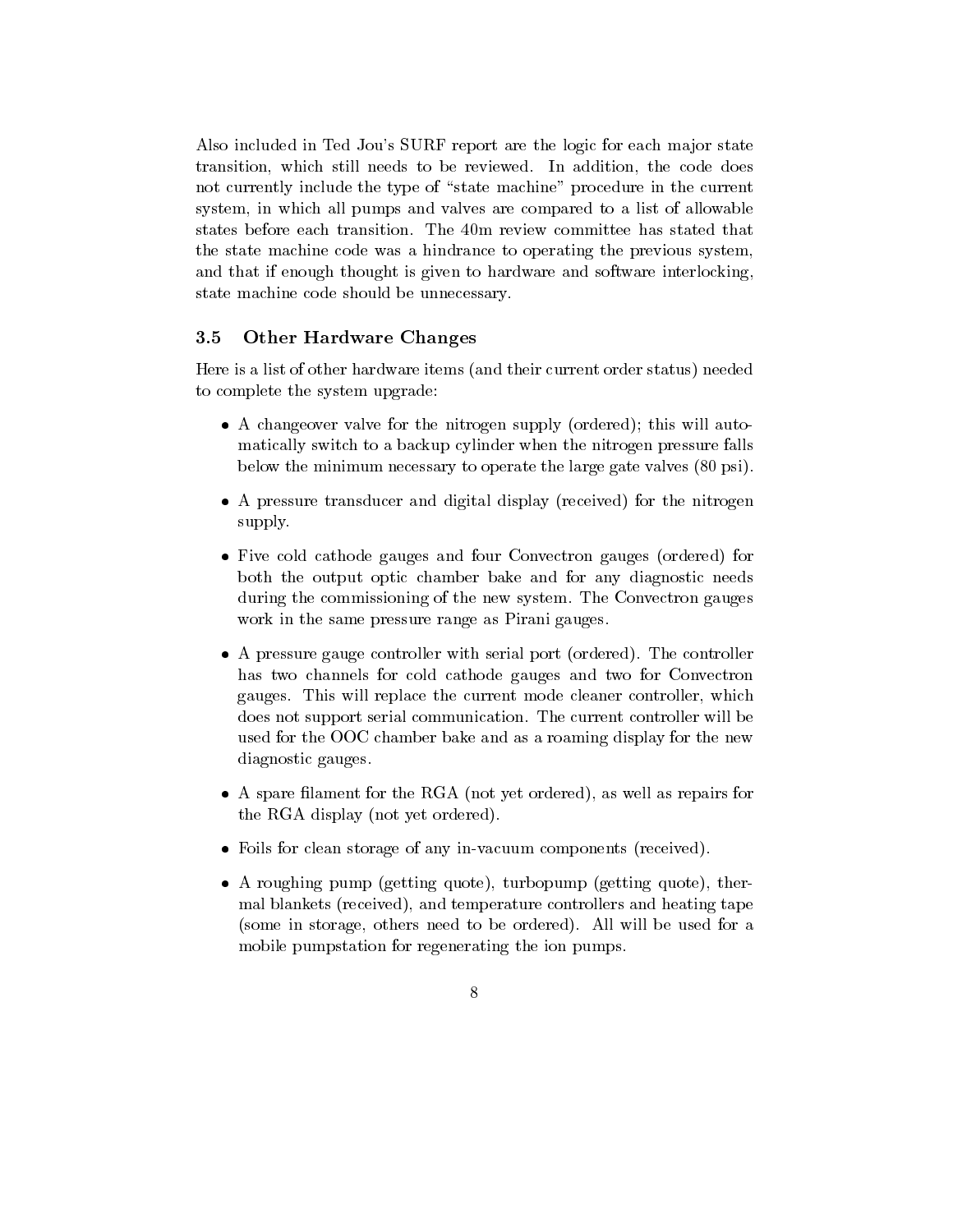Also included in Ted Jou's SURF report are the logic for each major state transition, which still needs to be reviewed. In addition, the code does not currently include the type of "state machine" procedure in the current system, in which all pumps and valves are compared to a list of allowable states before each transition. The 40m review committee has stated that the state machine code was a hindrance to operating the previous system, and that if enough thought is given to hardware and software interlocking, state machine code should be unnecessary.

### 3.5 Other Hardware Changes

Here is a list of other hardware items (and their current order status) needed to complete the system upgrade:

- A changeover valve for the nitrogen supply (ordered); this will automatically switch to a backup cylinder when the nitrogen pressure falls below the minimum necessary to operate the large gate valves (80 psi).
- A pressure transducer and digital display (received) for the nitrogen supply.
- Five cold cathode gauges and four Convectron gauges (ordered) for both the output optic chamber bake and for any diagnostic needs during the commissioning of the new system. The Convectron gauges work in the same pressure range as Pirani gauges.
- A pressure gauge controller with serial port (ordered). The controller has two channels for cold cathode gauges and two for Convectron gauges. This will replace the current mode cleaner controller, which does not support serial communication. The current controller will be used for the OOC chamber bake and as a roaming display for the new diagnostic gauges.
- A spare filament for the RGA (not yet ordered), as well as repairs for the RGA display (not yet ordered).
- Foils for clean storage of any in-vacuum components (received).
- A roughing pump (getting quote), turbopump (getting quote), thermal blankets (received), and temperature controllers and heating tape (some in storage, others need to be ordered). All will be used for a mobile pumpstation for regenerating the ion pumps.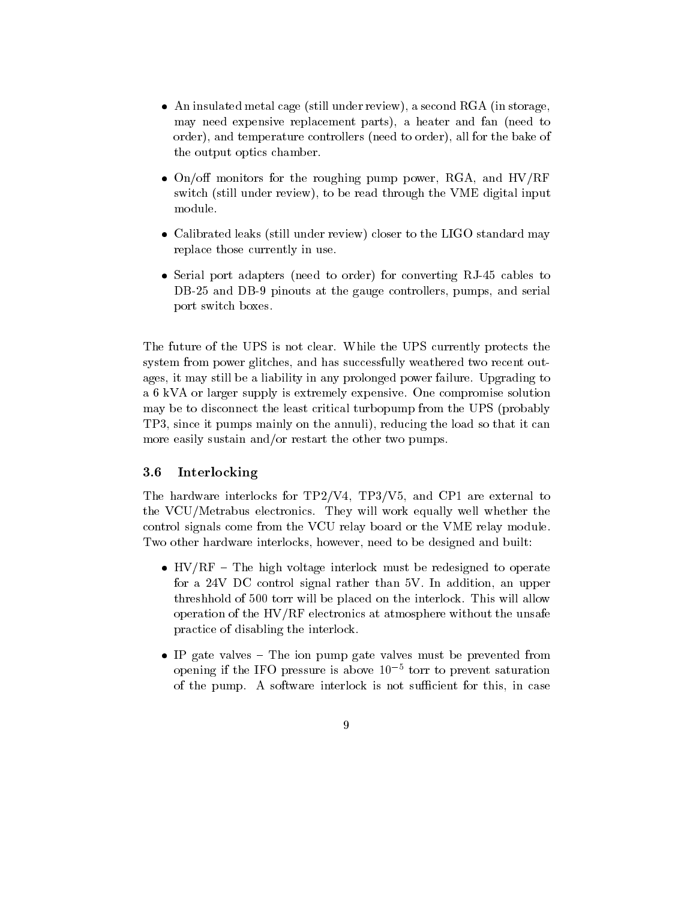- An insulated metal cage (still under review), a second RGA (in storage, may need expensive replacement parts), a heater and fan (need to order), and temperature controllers (need to order), all for the bake of the output optics chamber.

- On/off monitors for the roughing pump power, RGA, and HV/RF switch (still under review), to be read through the VME digital input module.

- Calibrated leaks (still under review) closer to the LIGO standard may replace those currently in use.

- Serial port adapters (need to order) for converting RJ-45 cables to DB-25 and DB-9 pinouts at the gauge controllers, pumps, and serial port switch boxes.

The future of the UPS is not clear. While the UPS currently protects the system from power glitches, and has successfully weathered two recent outages, it may still be a liability in any prolonged power failure. Upgrading to a 6 kVA or larger supply is extremely expensive. One compromise solution may be to disconnect the least critical turbopump from the UPS (probably TP3, since it pumps mainly on the annuli), reducing the load so that it can more easily sustain and/or restart the other two pumps.

### 3.6 Interlocking

The hardware interlocks for TP2/V4, TP3/V5, and CP1 are external to the VCU/Metrabus electronics. They will work equally well whether the control signals come from the VCU relay board or the VME relay module. Two other hardware interlocks, however, need to be designed and built:

- HV/RF – The high voltage interlock must be redesigned to operate for a 24V DC control signal rather than 5V. In addition, an upper threshhold of 500 torr will be placed on the interlock. This will allow operation of the HV/RF electronics at atmosphere without the unsafe practice of disabling the interlock.

- IP gate valves – The ion pump gate valves must be prevented from opening if the IFO pressure is above $10^{-5}$ torr to prevent saturation of the pump. A software interlock is not sufficient for this, in case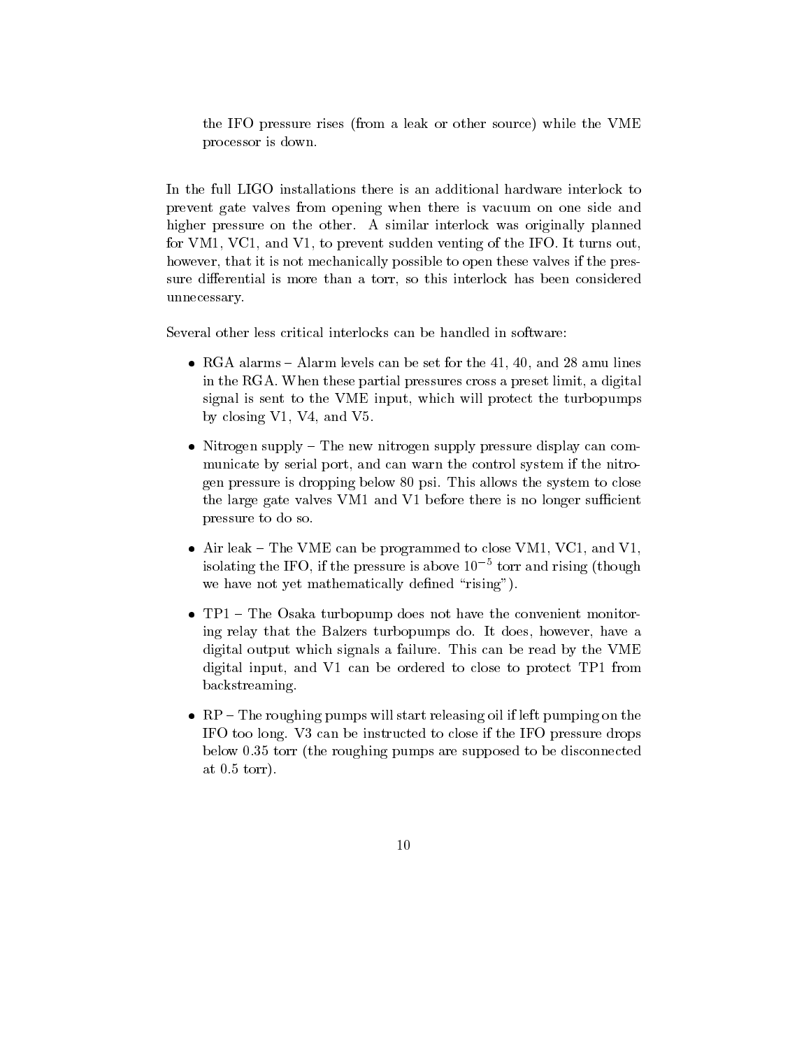the IFO pressure rises (from a leak or other source) while the VME processor is down.

In the full LIGO installations there is an additional hardware interlock to prevent gate valves from opening when there is vacuum on one side and higher pressure on the other. A similar interlock was originally planned for VM1, VC1, and V1, to prevent sudden venting of the IFO. It turns out, however, that it is not mechanically possible to open these valves if the pressure differential is more than a torr, so this interlock has been considered unnecessary.

Several other less critical interlocks can be handled in software:

- RGA alarms – Alarm levels can be set for the 41, 40, and 28 amu lines in the RGA. When these partial pressures cross a preset limit, a digital signal is sent to the VME input, which will protect the turbopumps by closing V1, V4, and V5.

- Nitrogen supply – The new nitrogen supply pressure display can communicate by serial port, and can warn the control system if the nitrogen pressure is dropping below 80 psi. This allows the system to close the large gate valves VM1 and V1 before there is no longer sufficient pressure to do so.

- Air leak – The VME can be programmed to close VM1, VC1, and V1, isolating the IFO, if the pressure is above $10^{-5}$ torr and rising (though we have not yet mathematically defined "rising").

- TP1 – The Osaka turbopump does not have the convenient monitoring relay that the Balzers turbopumps do. It does, however, have a digital output which signals a failure. This can be read by the VME digital input, and V1 can be ordered to close to protect TP1 from backstreaming.

- RP – The roughing pumps will start releasing oil if left pumping on the IFO too long. V3 can be instructed to close if the IFO pressure drops below 0.35 torr (the roughing pumps are supposed to be disconnected at 0.5 torr).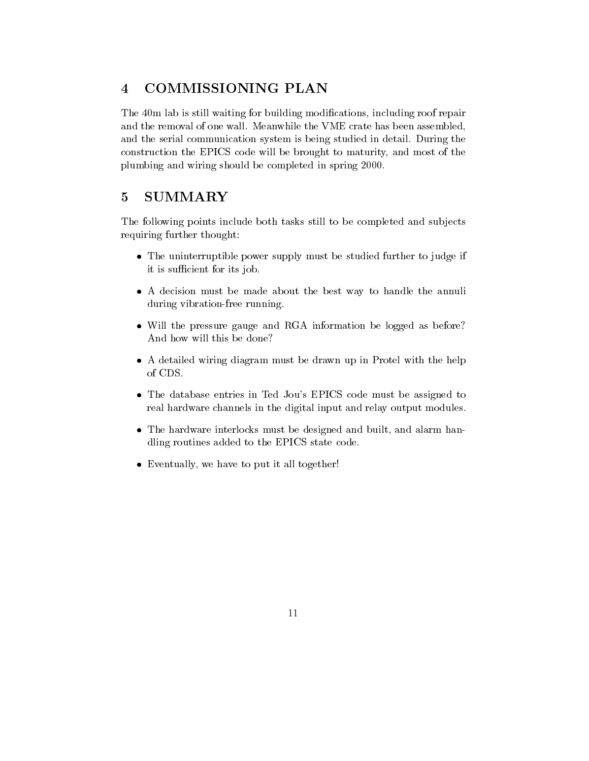## 4 COMMISSIONING PLAN

The 40m lab is still waiting for building modifications, including roof repair and the removal of one wall. Meanwhile the VME crate has been assembled, and the serial communication system is being studied in detail. During the construction the EPICS code will be brought to maturity, and most of the plumbing and wiring should be completed in spring 2000.

## 5 SUMMARY

The following points include both tasks still to be completed and subjects requiring further thought:

- The uninterruptible power supply must be studied further to judge if it is sufficient for its job.
- A decision must be made about the best way to handle the annuli during vibration-free running.
- Will the pressure gauge and RGA information be logged as before? And how will this be done?
- A detailed wiring diagram must be drawn up in Protel with the help of CDS.
- The database entries in Ted Jou's EPICS code must be assigned to real hardware channels in the digital input and relay output modules.
- The hardware interlocks must be designed and built, and alarm handling routines added to the EPICS state code.
- Eventually, we have to put it all together!